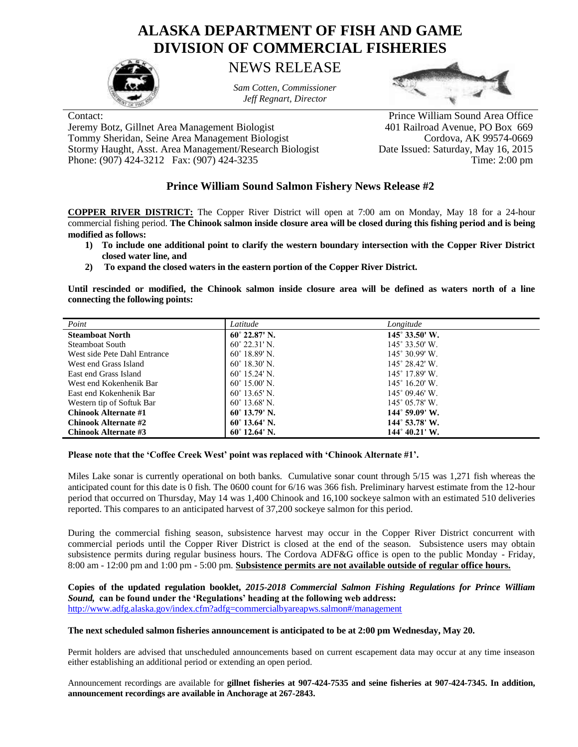# ALASKA DEPARTMENT OF FISH AND GAME
# DIVISION OF COMMERCIAL FISHERIES

## NEWS RELEASE

*Sam Cotten, Commissioner*
*Jeff Regnart, Director*

Contact:
Jeremy Botz, Gillnet Area Management Biologist
Tommy Sheridan, Seine Area Management Biologist
Stormy Haught, Asst. Area Management/Research Biologist
Phone: (907) 424-3212 Fax: (907) 424-3235

Prince William Sound Area Office
401 Railroad Avenue, PO Box 669
Cordova, AK 99574-0669
Date Issued: Saturday, May 16, 2015
Time: 2:00 pm

### Prince William Sound Salmon Fishery News Release #2

**COPPER RIVER DISTRICT:** The Copper River District will open at 7:00 am on Monday, May 18 for a 24-hour commercial fishing period. **The Chinook salmon inside closure area will be closed during this fishing period and is being modified as follows:**

1) **To include one additional point to clarify the western boundary intersection with the Copper River District closed water line, and**
2) **To expand the closed waters in the eastern portion of the Copper River District.**

**Until rescinded or modified, the Chinook salmon inside closure area will be defined as waters north of a line connecting the following points:**

| *Point* | *Latitude* | *Longitude* |
|---|---|---|
| **Steamboat North** | **60˚ 22.87' N.** | **145˚ 33.50' W.** |
| Steamboat South | 60˚ 22.31' N. | 145˚ 33.50' W. |
| West side Pete Dahl Entrance | 60˚ 18.89' N. | 145˚ 30.99' W. |
| West end Grass Island | 60˚ 18.30' N. | 145˚ 28.42' W. |
| East end Grass Island | 60˚ 15.24' N. | 145˚ 17.89' W. |
| West end Kokenhenik Bar | 60˚ 15.00' N. | 145˚ 16.20' W. |
| East end Kokenhenik Bar | 60˚ 13.65' N. | 145˚ 09.46' W. |
| Western tip of Softuk Bar | 60˚ 13.68' N. | 145˚ 05.78' W. |
| **Chinook Alternate #1** | **60˚ 13.79' N.** | **144˚ 59.09' W.** |
| **Chinook Alternate #2** | **60˚ 13.64' N.** | **144˚ 53.78' W.** |
| **Chinook Alternate #3** | **60˚ 12.64' N.** | **144˚ 40.21' W.** |

**Please note that the 'Coffee Creek West' point was replaced with 'Chinook Alternate #1'.**

Miles Lake sonar is currently operational on both banks. Cumulative sonar count through 5/15 was 1,271 fish whereas the anticipated count for this date is 0 fish. The 0600 count for 6/16 was 366 fish. Preliminary harvest estimate from the 12-hour period that occurred on Thursday, May 14 was 1,400 Chinook and 16,100 sockeye salmon with an estimated 510 deliveries reported. This compares to an anticipated harvest of 37,200 sockeye salmon for this period.

During the commercial fishing season, subsistence harvest may occur in the Copper River District concurrent with commercial periods until the Copper River District is closed at the end of the season. Subsistence users may obtain subsistence permits during regular business hours. The Cordova ADF&G office is open to the public Monday - Friday, 8:00 am - 12:00 pm and 1:00 pm - 5:00 pm. **Subsistence permits are not available outside of regular office hours.**

**Copies of the updated regulation booklet, *2015-2018 Commercial Salmon Fishing Regulations for Prince William Sound,* can be found under the 'Regulations' heading at the following web address:**
http://www.adfg.alaska.gov/index.cfm?adfg=commercialbyareapws.salmon#/management

**The next scheduled salmon fisheries announcement is anticipated to be at 2:00 pm Wednesday, May 20.**

Permit holders are advised that unscheduled announcements based on current escapement data may occur at any time inseason either establishing an additional period or extending an open period.

Announcement recordings are available for **gillnet fisheries at 907-424-7535 and seine fisheries at 907-424-7345. In addition, announcement recordings are available in Anchorage at 267-2843.**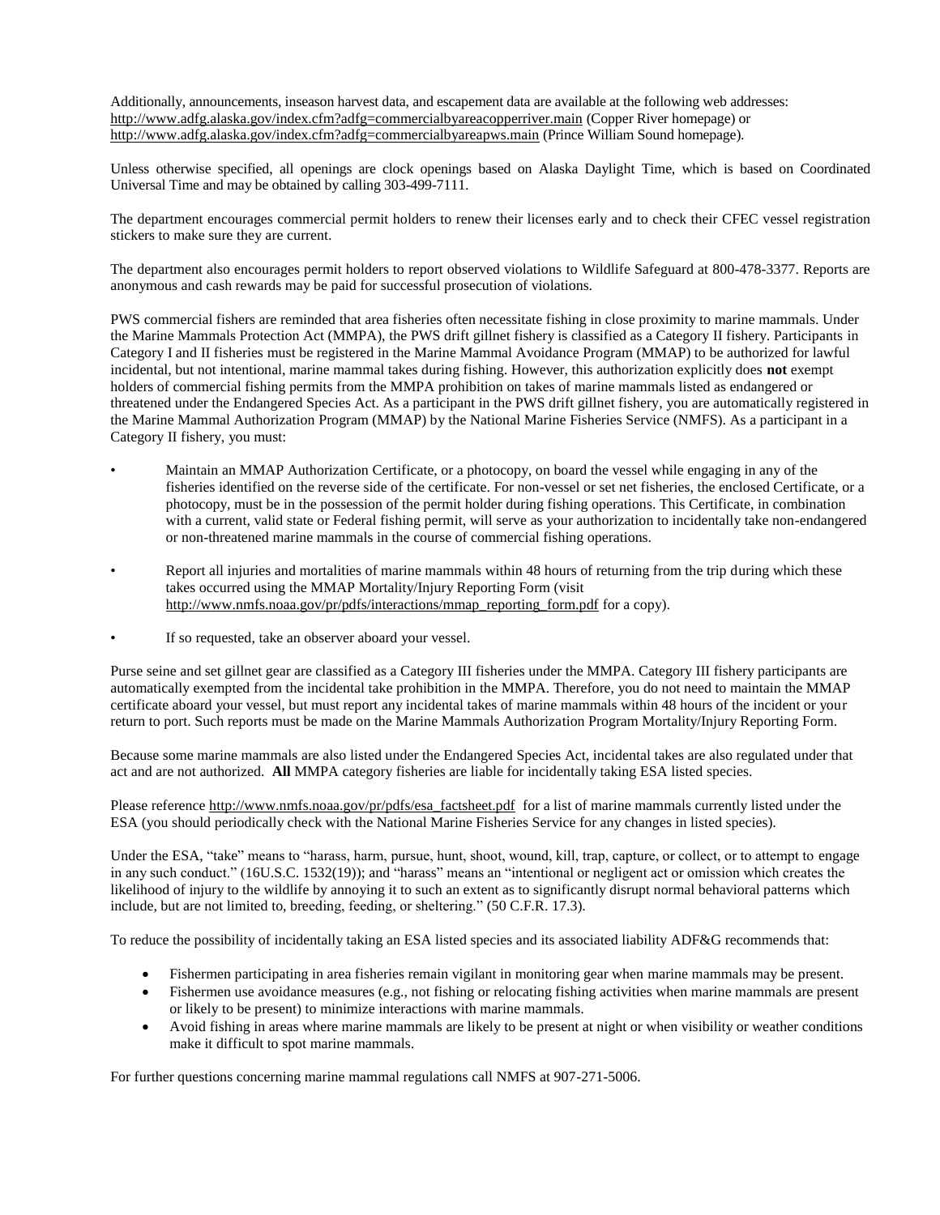Additionally, announcements, inseason harvest data, and escapement data are available at the following web addresses: http://www.adfg.alaska.gov/index.cfm?adfg=commercialbyareacopperriver.main (Copper River homepage) or http://www.adfg.alaska.gov/index.cfm?adfg=commercialbyareapws.main (Prince William Sound homepage).

Unless otherwise specified, all openings are clock openings based on Alaska Daylight Time, which is based on Coordinated Universal Time and may be obtained by calling 303-499-7111.

The department encourages commercial permit holders to renew their licenses early and to check their CFEC vessel registration stickers to make sure they are current.

The department also encourages permit holders to report observed violations to Wildlife Safeguard at 800-478-3377. Reports are anonymous and cash rewards may be paid for successful prosecution of violations.

PWS commercial fishers are reminded that area fisheries often necessitate fishing in close proximity to marine mammals. Under the Marine Mammals Protection Act (MMPA), the PWS drift gillnet fishery is classified as a Category II fishery. Participants in Category I and II fisheries must be registered in the Marine Mammal Avoidance Program (MMAP) to be authorized for lawful incidental, but not intentional, marine mammal takes during fishing. However, this authorization explicitly does **not** exempt holders of commercial fishing permits from the MMPA prohibition on takes of marine mammals listed as endangered or threatened under the Endangered Species Act. As a participant in the PWS drift gillnet fishery, you are automatically registered in the Marine Mammal Authorization Program (MMAP) by the National Marine Fisheries Service (NMFS). As a participant in a Category II fishery, you must:

- Maintain an MMAP Authorization Certificate, or a photocopy, on board the vessel while engaging in any of the fisheries identified on the reverse side of the certificate. For non-vessel or set net fisheries, the enclosed Certificate, or a photocopy, must be in the possession of the permit holder during fishing operations. This Certificate, in combination with a current, valid state or Federal fishing permit, will serve as your authorization to incidentally take non-endangered or non-threatened marine mammals in the course of commercial fishing operations.

- Report all injuries and mortalities of marine mammals within 48 hours of returning from the trip during which these takes occurred using the MMAP Mortality/Injury Reporting Form (visit http://www.nmfs.noaa.gov/pr/pdfs/interactions/mmap_reporting_form.pdf for a copy).

- If so requested, take an observer aboard your vessel.

Purse seine and set gillnet gear are classified as a Category III fisheries under the MMPA. Category III fishery participants are automatically exempted from the incidental take prohibition in the MMPA. Therefore, you do not need to maintain the MMAP certificate aboard your vessel, but must report any incidental takes of marine mammals within 48 hours of the incident or your return to port. Such reports must be made on the Marine Mammals Authorization Program Mortality/Injury Reporting Form.

Because some marine mammals are also listed under the Endangered Species Act, incidental takes are also regulated under that act and are not authorized. **All** MMPA category fisheries are liable for incidentally taking ESA listed species.

Please reference http://www.nmfs.noaa.gov/pr/pdfs/esa_factsheet.pdf for a list of marine mammals currently listed under the ESA (you should periodically check with the National Marine Fisheries Service for any changes in listed species).

Under the ESA, "take" means to "harass, harm, pursue, hunt, shoot, wound, kill, trap, capture, or collect, or to attempt to engage in any such conduct." (16U.S.C. 1532(19)); and "harass" means an "intentional or negligent act or omission which creates the likelihood of injury to the wildlife by annoying it to such an extent as to significantly disrupt normal behavioral patterns which include, but are not limited to, breeding, feeding, or sheltering." (50 C.F.R. 17.3).

To reduce the possibility of incidentally taking an ESA listed species and its associated liability ADF&G recommends that:

- Fishermen participating in area fisheries remain vigilant in monitoring gear when marine mammals may be present.
- Fishermen use avoidance measures (e.g., not fishing or relocating fishing activities when marine mammals are present or likely to be present) to minimize interactions with marine mammals.
- Avoid fishing in areas where marine mammals are likely to be present at night or when visibility or weather conditions make it difficult to spot marine mammals.

For further questions concerning marine mammal regulations call NMFS at 907-271-5006.